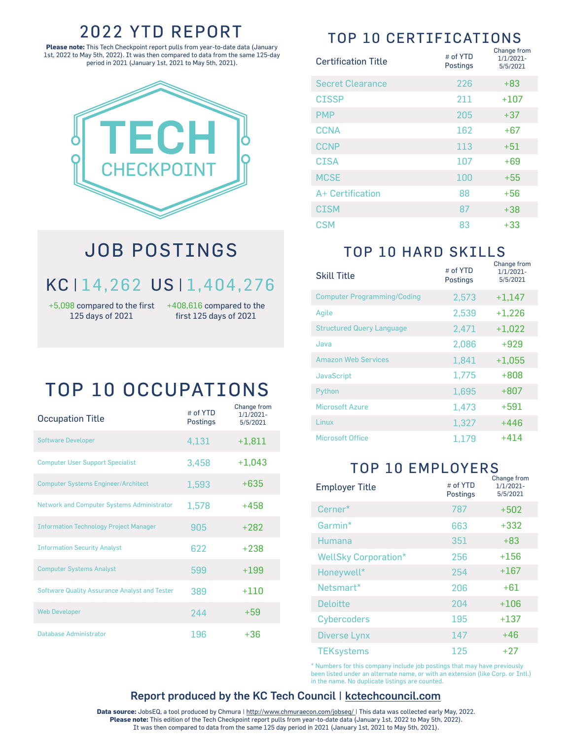# 2022 YTD REPORT

**Please note:** This Tech Checkpoint report pulls from year-to-date data (January 1st, 2022 to May 5th, 2022). It was then compared to data from the same 125-day period in 2021 (January 1st, 2021 to May 5th, 2021).

TECH CHECKPOINT

## JOB POSTINGS

KC | 14,262 US | 1,404,276

+5,098 compared to the first 125 days of 2021

+408,616 compared to the first 125 days of 2021

## TOP 10 OCCUPATIONS

| Occupation Title | # of YTD Postings | Change from 1/1/2021-5/5/2021 |
|---|---|---|
| Software Developer | 4,131 | +1,811 |
| Computer User Support Specialist | 3,458 | +1,043 |
| Computer Systems Engineer/Architect | 1,593 | +635 |
| Network and Computer Systems Administrator | 1,578 | +458 |
| Information Technology Project Manager | 905 | +282 |
| Information Security Analyst | 622 | +238 |
| Computer Systems Analyst | 599 | +199 |
| Software Quality Assurance Analyst and Tester | 389 | +110 |
| Web Developer | 244 | +59 |
| Database Administrator | 196 | +36 |

## TOP 10 CERTIFICATIONS

| Certification Title | # of YTD Postings | Change from 1/1/2021-5/5/2021 |
|---|---|---|
| Secret Clearance | 226 | +83 |
| CISSP | 211 | +107 |
| PMP | 205 | +37 |
| CCNA | 162 | +67 |
| CCNP | 113 | +51 |
| CISA | 107 | +69 |
| MCSE | 100 | +55 |
| A+ Certification | 88 | +56 |
| CISM | 87 | +38 |
| CSM | 83 | +33 |

## TOP 10 HARD SKILLS

| Skill Title | # of YTD Postings | Change from 1/1/2021-5/5/2021 |
|---|---|---|
| Computer Programming/Coding | 2,573 | +1,147 |
| Agile | 2,539 | +1,226 |
| Structured Query Language | 2,471 | +1,022 |
| Java | 2,086 | +929 |
| Amazon Web Services | 1,841 | +1,055 |
| JavaScript | 1,775 | +808 |
| Python | 1,695 | +807 |
| Microsoft Azure | 1,473 | +591 |
| Linux | 1,327 | +446 |
| Microsoft Office | 1,179 | +414 |

## TOP 10 EMPLOYERS

| Employer Title | # of YTD Postings | Change from 1/1/2021-5/5/2021 |
|---|---|---|
| Cerner* | 787 | +502 |
| Garmin* | 663 | +332 |
| Humana | 351 | +83 |
| WellSky Corporation* | 256 | +156 |
| Honeywell* | 254 | +167 |
| Netsmart* | 206 | +61 |
| Deloitte | 204 | +106 |
| Cybercoders | 195 | +137 |
| Diverse Lynx | 147 | +46 |
| TEKsystems | 125 | +27 |

* Numbers for this company include job postings that may have previously been listed under an alternate name, or with an extension (like Corp. or Intl.) in the name. No duplicate listings are counted.

**Report produced by the KC Tech Council | kctechcouncil.com**

**Data source:** JobsEQ, a tool produced by Chmura | http://www.chmuraecon.com/jobseq/ | This data was collected early May, 2022.
**Please note:** This edition of the Tech Checkpoint report pulls from year-to-date data (January 1st, 2022 to May 5th, 2022). It was then compared to data from the same 125 day period in 2021 (January 1st, 2021 to May 5th, 2021).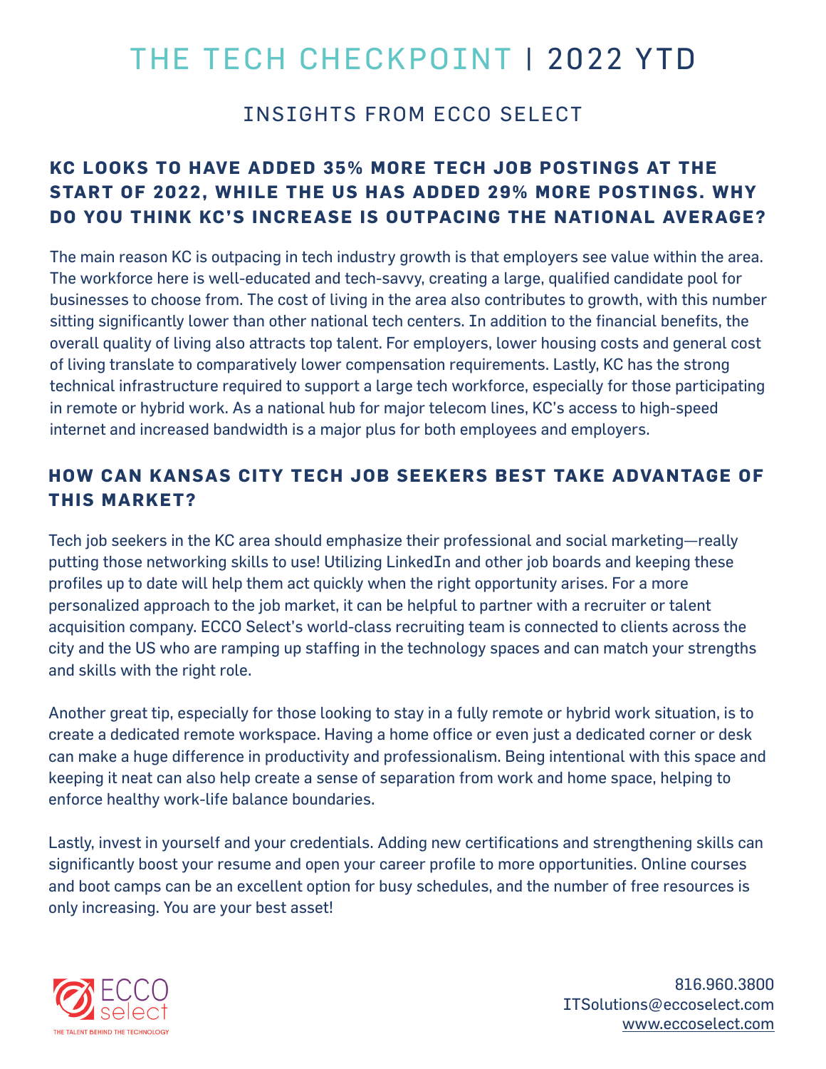# THE TECH CHECKPOINT | 2022 YTD

## INSIGHTS FROM ECCO SELECT

### KC LOOKS TO HAVE ADDED 35% MORE TECH JOB POSTINGS AT THE START OF 2022, WHILE THE US HAS ADDED 29% MORE POSTINGS. WHY DO YOU THINK KC'S INCREASE IS OUTPACING THE NATIONAL AVERAGE?

The main reason KC is outpacing in tech industry growth is that employers see value within the area. The workforce here is well-educated and tech-savvy, creating a large, qualified candidate pool for businesses to choose from. The cost of living in the area also contributes to growth, with this number sitting significantly lower than other national tech centers. In addition to the financial benefits, the overall quality of living also attracts top talent. For employers, lower housing costs and general cost of living translate to comparatively lower compensation requirements. Lastly, KC has the strong technical infrastructure required to support a large tech workforce, especially for those participating in remote or hybrid work. As a national hub for major telecom lines, KC's access to high-speed internet and increased bandwidth is a major plus for both employees and employers.

### HOW CAN KANSAS CITY TECH JOB SEEKERS BEST TAKE ADVANTAGE OF THIS MARKET?

Tech job seekers in the KC area should emphasize their professional and social marketing—really putting those networking skills to use! Utilizing LinkedIn and other job boards and keeping these profiles up to date will help them act quickly when the right opportunity arises. For a more personalized approach to the job market, it can be helpful to partner with a recruiter or talent acquisition company. ECCO Select's world-class recruiting team is connected to clients across the city and the US who are ramping up staffing in the technology spaces and can match your strengths and skills with the right role.

Another great tip, especially for those looking to stay in a fully remote or hybrid work situation, is to create a dedicated remote workspace. Having a home office or even just a dedicated corner or desk can make a huge difference in productivity and professionalism. Being intentional with this space and keeping it neat can also help create a sense of separation from work and home space, helping to enforce healthy work-life balance boundaries.

Lastly, invest in yourself and your credentials. Adding new certifications and strengthening skills can significantly boost your resume and open your career profile to more opportunities. Online courses and boot camps can be an excellent option for busy schedules, and the number of free resources is only increasing. You are your best asset!

ECCO select
THE TALENT BEHIND THE TECHNOLOGY

816.960.3800
ITSolutions@eccoselect.com
www.eccoselect.com